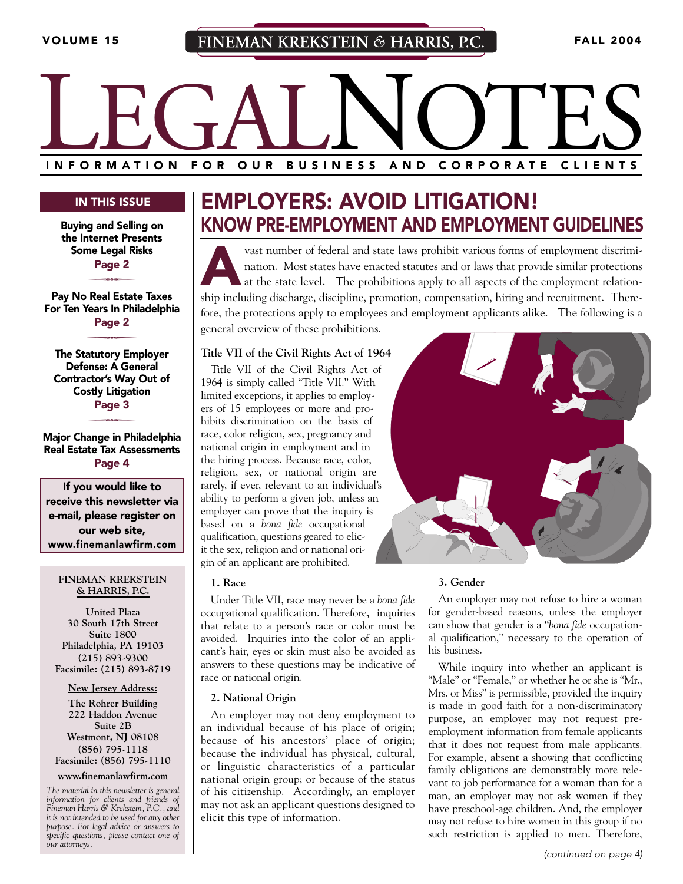# FINEMAN KREKSTEIN & HARRIS, P.C.

# LEGALNOTES

VOLUME 15 — FALL 2004

INFORMATION FOR OUR BUSINESS AND CORPORATE CLIENTS

**IN THIS ISSUE**

**Buying and Selling on the Internet Presents Some Legal Risks** — Page 2

**Pay No Real Estate Taxes For Ten Years In Philadelphia** — Page 2

**The Statutory Employer Defense: A General Contractor's Way Out of Costly Litigation** — Page 3

**Major Change in Philadelphia Real Estate Tax Assessments** — Page 4

**If you would like to receive this newsletter via e-mail, please register on our web site, www.finemanlawfirm.com**

**FINEMAN KREKSTEIN & HARRIS, P.C.**

United Plaza
30 South 17th Street
Suite 1800
Philadelphia, PA 19103
(215) 893-9300
Facsimile: (215) 893-8719

**New Jersey Address:**

The Rohrer Building
222 Haddon Avenue
Suite 2B
Westmont, NJ 08108
(856) 795-1118
Facsimile: (856) 795-1110

www.finemanlawfirm.com

*The material in this newsletter is general information for clients and friends of Fineman Harris & Krekstein, P.C., and it is not intended to be used for any other purpose. For legal advice or answers to specific questions, please contact one of our attorneys.*

## EMPLOYERS: AVOID LITIGATION!
## KNOW PRE-EMPLOYMENT AND EMPLOYMENT GUIDELINES

A vast number of federal and state laws prohibit various forms of employment discrimination. Most states have enacted statutes and or laws that provide similar protections at the state level. The prohibitions apply to all aspects of the employment relationship including discharge, discipline, promotion, compensation, hiring and recruitment. Therefore, the protections apply to employees and employment applicants alike. The following is a general overview of these prohibitions.

### Title VII of the Civil Rights Act of 1964

Title VII of the Civil Rights Act of 1964 is simply called "Title VII." With limited exceptions, it applies to employers of 15 employees or more and prohibits discrimination on the basis of race, color religion, sex, pregnancy and national origin in employment and in the hiring process. Because race, color, religion, sex, or national origin are rarely, if ever, relevant to an individual's ability to perform a given job, unless an employer can prove that the inquiry is based on a *bona fide* occupational qualification, questions geared to elicit the sex, religion and or national origin of an applicant are prohibited.

#### 1. Race

Under Title VII, race may never be a *bona fide* occupational qualification. Therefore, inquiries that relate to a person's race or color must be avoided. Inquiries into the color of an applicant's hair, eyes or skin must also be avoided as answers to these questions may be indicative of race or national origin.

#### 2. National Origin

An employer may not deny employment to an individual because of his place of origin; because of his ancestors' place of origin; because the individual has physical, cultural, or linguistic characteristics of a particular national origin group; or because of the status of his citizenship. Accordingly, an employer may not ask an applicant questions designed to elicit this type of information.

#### 3. Gender

An employer may not refuse to hire a woman for gender-based reasons, unless the employer can show that gender is a "*bona fide* occupational qualification," necessary to the operation of his business.

While inquiry into whether an applicant is "Male" or "Female," or whether he or she is "Mr., Mrs. or Miss" is permissible, provided the inquiry is made in good faith for a non-discriminatory purpose, an employer may not request pre-employment information from female applicants that it does not request from male applicants. For example, absent a showing that conflicting family obligations are demonstrably more relevant to job performance for a woman than for a man, an employer may not ask women if they have preschool-age children. And, the employer may not refuse to hire women in this group if no such restriction is applied to men. Therefore,

*(continued on page 4)*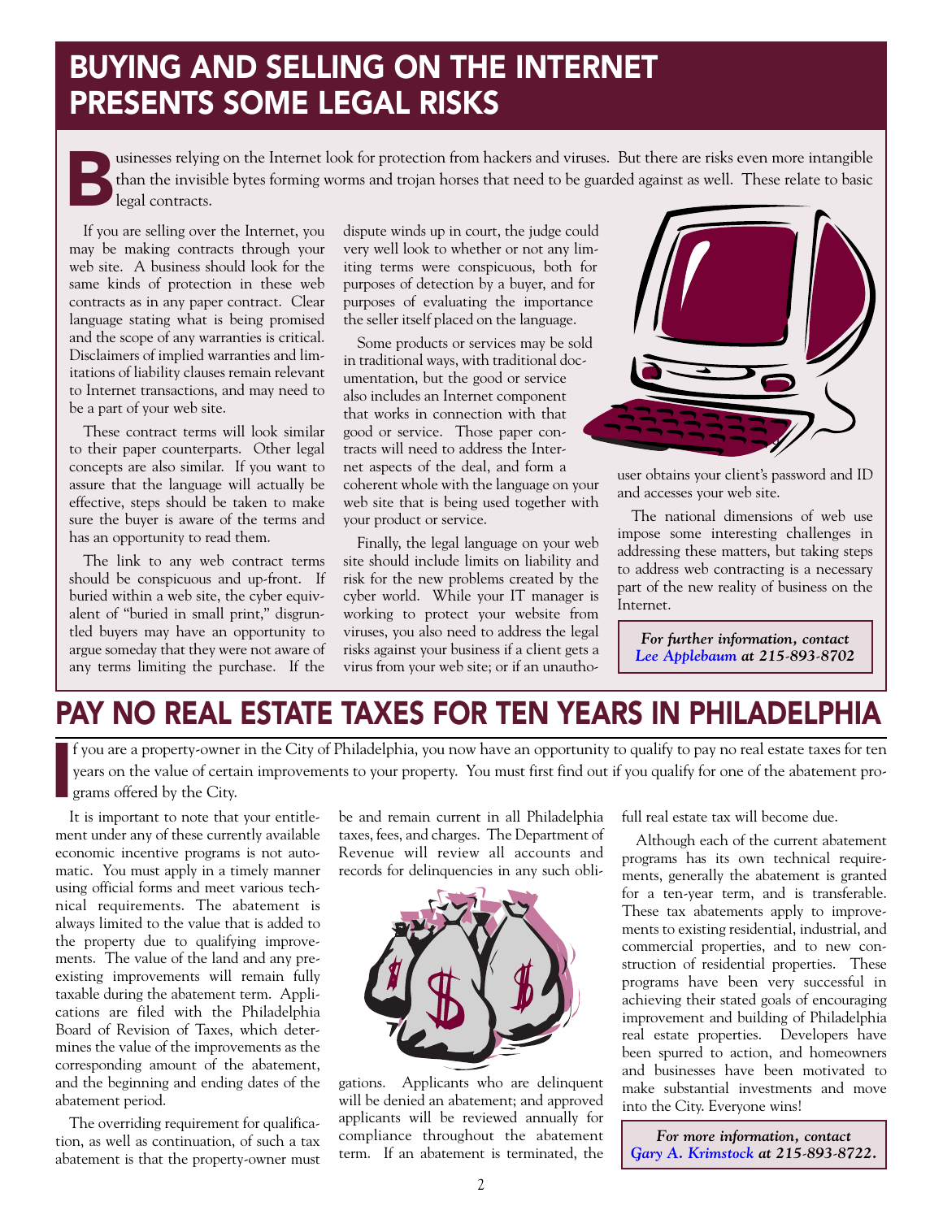# BUYING AND SELLING ON THE INTERNET PRESENTS SOME LEGAL RISKS

Businesses relying on the Internet look for protection from hackers and viruses. But there are risks even more intangible than the invisible bytes forming worms and trojan horses that need to be guarded against as well. These relate to basic legal contracts.

If you are selling over the Internet, you may be making contracts through your web site. A business should look for the same kinds of protection in these web contracts as in any paper contract. Clear language stating what is being promised and the scope of any warranties is critical. Disclaimers of implied warranties and limitations of liability clauses remain relevant to Internet transactions, and may need to be a part of your web site.

These contract terms will look similar to their paper counterparts. Other legal concepts are also similar. If you want to assure that the language will actually be effective, steps should be taken to make sure the buyer is aware of the terms and has an opportunity to read them.

The link to any web contract terms should be conspicuous and up-front. If buried within a web site, the cyber equivalent of "buried in small print," disgruntled buyers may have an opportunity to argue someday that they were not aware of any terms limiting the purchase. If the dispute winds up in court, the judge could very well look to whether or not any limiting terms were conspicuous, both for purposes of detection by a buyer, and for purposes of evaluating the importance the seller itself placed on the language.

Some products or services may be sold in traditional ways, with traditional documentation, but the good or service also includes an Internet component that works in connection with that good or service. Those paper contracts will need to address the Internet aspects of the deal, and form a coherent whole with the language on your web site that is being used together with your product or service.

Finally, the legal language on your web site should include limits on liability and risk for the new problems created by the cyber world. While your IT manager is working to protect your website from viruses, you also need to address the legal risks against your business if a client gets a virus from your web site; or if an unauthorized user obtains your client's password and ID and accesses your web site.

The national dimensions of web use impose some interesting challenges in addressing these matters, but taking steps to address web contracting is a necessary part of the new reality of business on the Internet.

***For further information, contact Lee Applebaum at 215-893-8702***

# PAY NO REAL ESTATE TAXES FOR TEN YEARS IN PHILADELPHIA

If you are a property-owner in the City of Philadelphia, you now have an opportunity to qualify to pay no real estate taxes for ten years on the value of certain improvements to your property. You must first find out if you qualify for one of the abatement programs offered by the City.

It is important to note that your entitlement under any of these currently available economic incentive programs is not automatic. You must apply in a timely manner using official forms and meet various technical requirements. The abatement is always limited to the value that is added to the property due to qualifying improvements. The value of the land and any preexisting improvements will remain fully taxable during the abatement term. Applications are filed with the Philadelphia Board of Revision of Taxes, which determines the value of the improvements as the corresponding amount of the abatement, and the beginning and ending dates of the abatement period.

The overriding requirement for qualification, as well as continuation, of such a tax abatement is that the property-owner must be and remain current in all Philadelphia taxes, fees, and charges. The Department of Revenue will review all accounts and records for delinquencies in any such obligations. Applicants who are delinquent will be denied an abatement; and approved applicants will be reviewed annually for compliance throughout the abatement term. If an abatement is terminated, the full real estate tax will become due.

Although each of the current abatement programs has its own technical requirements, generally the abatement is granted for a ten-year term, and is transferable. These tax abatements apply to improvements to existing residential, industrial, and commercial properties, and to new construction of residential properties. These programs have been very successful in achieving their stated goals of encouraging improvement and building of Philadelphia real estate properties. Developers have been spurred to action, and homeowners and businesses have been motivated to make substantial investments and move into the City. Everyone wins!

***For more information, contact Gary A. Krimstock at 215-893-8722.***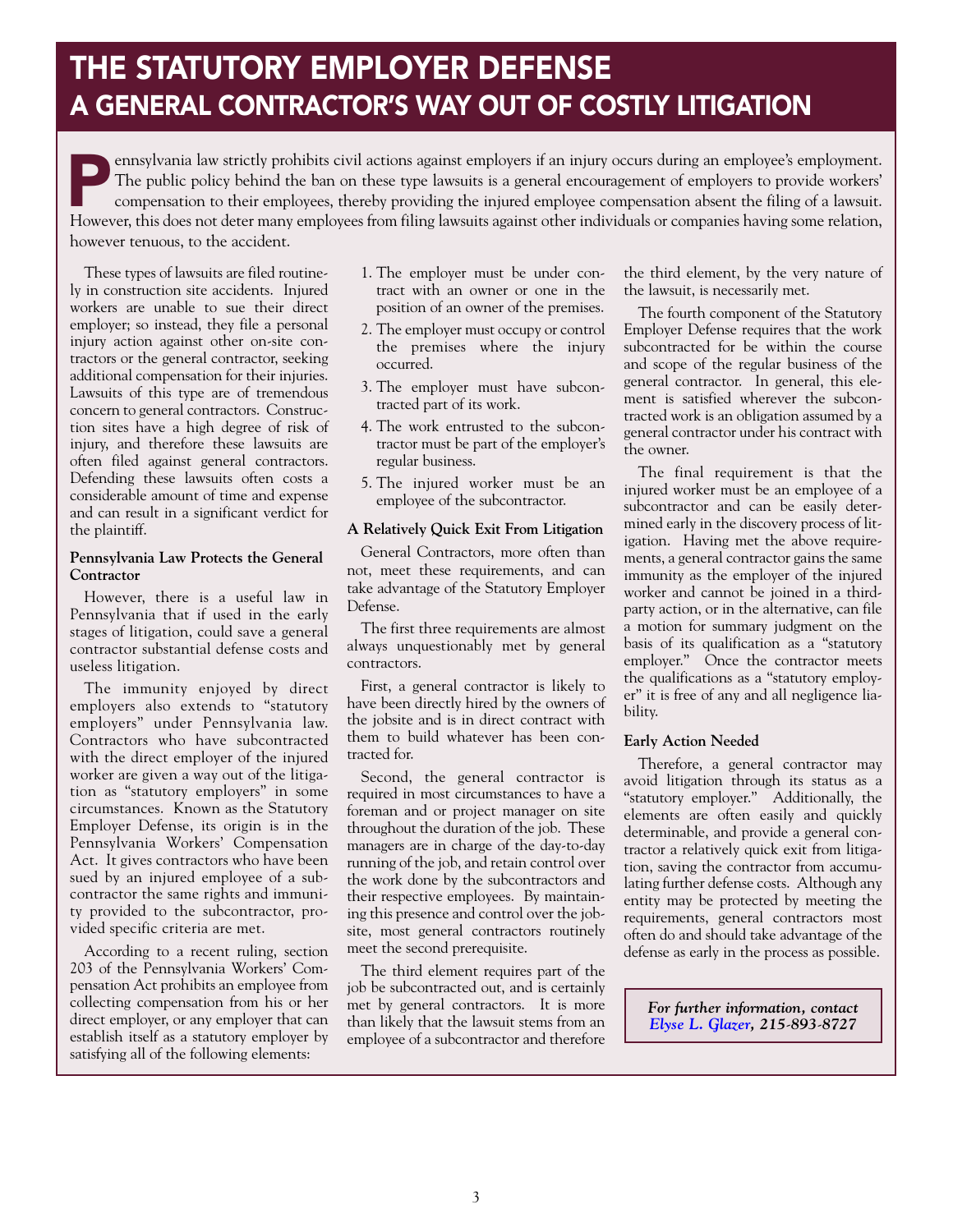# THE STATUTORY EMPLOYER DEFENSE

## A GENERAL CONTRACTOR'S WAY OUT OF COSTLY LITIGATION

Pennsylvania law strictly prohibits civil actions against employers if an injury occurs during an employee's employment. The public policy behind the ban on these type lawsuits is a general encouragement of employers to provide workers' compensation to their employees, thereby providing the injured employee compensation absent the filing of a lawsuit. However, this does not deter many employees from filing lawsuits against other individuals or companies having some relation, however tenuous, to the accident.

These types of lawsuits are filed routinely in construction site accidents. Injured workers are unable to sue their direct employer; so instead, they file a personal injury action against other on-site contractors or the general contractor, seeking additional compensation for their injuries. Lawsuits of this type are of tremendous concern to general contractors. Construction sites have a high degree of risk of injury, and therefore these lawsuits are often filed against general contractors. Defending these lawsuits often costs a considerable amount of time and expense and can result in a significant verdict for the plaintiff.

**Pennsylvania Law Protects the General Contractor**

However, there is a useful law in Pennsylvania that if used in the early stages of litigation, could save a general contractor substantial defense costs and useless litigation.

The immunity enjoyed by direct employers also extends to "statutory employers" under Pennsylvania law. Contractors who have subcontracted with the direct employer of the injured worker are given a way out of the litigation as "statutory employers" in some circumstances. Known as the Statutory Employer Defense, its origin is in the Pennsylvania Workers' Compensation Act. It gives contractors who have been sued by an injured employee of a subcontractor the same rights and immunity provided to the subcontractor, provided specific criteria are met.

According to a recent ruling, section 203 of the Pennsylvania Workers' Compensation Act prohibits an employee from collecting compensation from his or her direct employer, or any employer that can establish itself as a statutory employer by satisfying all of the following elements:

1. The employer must be under contract with an owner or one in the position of an owner of the premises.
2. The employer must occupy or control the premises where the injury occurred.
3. The employer must have subcontracted part of its work.
4. The work entrusted to the subcontractor must be part of the employer's regular business.
5. The injured worker must be an employee of the subcontractor.

**A Relatively Quick Exit From Litigation**

General Contractors, more often than not, meet these requirements, and can take advantage of the Statutory Employer Defense.

The first three requirements are almost always unquestionably met by general contractors.

First, a general contractor is likely to have been directly hired by the owners of the jobsite and is in direct contract with them to build whatever has been contracted for.

Second, the general contractor is required in most circumstances to have a foreman and or project manager on site throughout the duration of the job. These managers are in charge of the day-to-day running of the job, and retain control over the work done by the subcontractors and their respective employees. By maintaining this presence and control over the jobsite, most general contractors routinely meet the second prerequisite.

The third element requires part of the job be subcontracted out, and is certainly met by general contractors. It is more than likely that the lawsuit stems from an employee of a subcontractor and therefore the third element, by the very nature of the lawsuit, is necessarily met.

The fourth component of the Statutory Employer Defense requires that the work subcontracted for be within the course and scope of the regular business of the general contractor. In general, this element is satisfied wherever the subcontracted work is an obligation assumed by a general contractor under his contract with the owner.

The final requirement is that the injured worker must be an employee of a subcontractor and can be easily determined early in the discovery process of litigation. Having met the above requirements, a general contractor gains the same immunity as the employer of the injured worker and cannot be joined in a third-party action, or in the alternative, can file a motion for summary judgment on the basis of its qualification as a "statutory employer." Once the contractor meets the qualifications as a "statutory employer" it is free of any and all negligence liability.

**Early Action Needed**

Therefore, a general contractor may avoid litigation through its status as a "statutory employer." Additionally, the elements are often easily and quickly determinable, and provide a general contractor a relatively quick exit from litigation, saving the contractor from accumulating further defense costs. Although any entity may be protected by meeting the requirements, general contractors most often do and should take advantage of the defense as early in the process as possible.

***For further information, contact Elyse L. Glazer, 215-893-8727***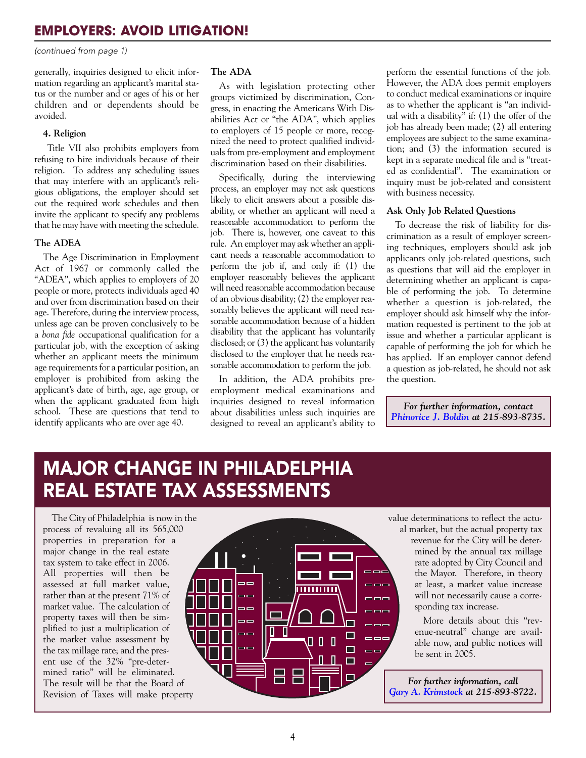## EMPLOYERS: AVOID LITIGATION!

*(continued from page 1)*

generally, inquiries designed to elicit information regarding an applicant's marital status or the number and or ages of his or her children and or dependents should be avoided.

### 4. Religion

Title VII also prohibits employers from refusing to hire individuals because of their religion. To address any scheduling issues that may interfere with an applicant's religious obligations, the employer should set out the required work schedules and then invite the applicant to specify any problems that he may have with meeting the schedule.

### The ADEA

The Age Discrimination in Employment Act of 1967 or commonly called the "ADEA", which applies to employers of 20 people or more, protects individuals aged 40 and over from discrimination based on their age. Therefore, during the interview process, unless age can be proven conclusively to be a *bona fide* occupational qualification for a particular job, with the exception of asking whether an applicant meets the minimum age requirements for a particular position, an employer is prohibited from asking the applicant's date of birth, age, age group, or when the applicant graduated from high school. These are questions that tend to identify applicants who are over age 40.

### The ADA

As with legislation protecting other groups victimized by discrimination, Congress, in enacting the Americans With Disabilities Act or "the ADA", which applies to employers of 15 people or more, recognized the need to protect qualified individuals from pre-employment and employment discrimination based on their disabilities.

Specifically, during the interviewing process, an employer may not ask questions likely to elicit answers about a possible disability, or whether an applicant will need a reasonable accommodation to perform the job. There is, however, one caveat to this rule. An employer may ask whether an applicant needs a reasonable accommodation to perform the job if, and only if: (1) the employer reasonably believes the applicant will need reasonable accommodation because of an obvious disability; (2) the employer reasonably believes the applicant will need reasonable accommodation because of a hidden disability that the applicant has voluntarily disclosed; or (3) the applicant has voluntarily disclosed to the employer that he needs reasonable accommodation to perform the job.

In addition, the ADA prohibits pre-employment medical examinations and inquiries designed to reveal information about disabilities unless such inquiries are designed to reveal an applicant's ability to perform the essential functions of the job. However, the ADA does permit employers to conduct medical examinations or inquire as to whether the applicant is "an individual with a disability" if: (1) the offer of the job has already been made; (2) all entering employees are subject to the same examination; and (3) the information secured is kept in a separate medical file and is "treated as confidential". The examination or inquiry must be job-related and consistent with business necessity.

### Ask Only Job Related Questions

To decrease the risk of liability for discrimination as a result of employer screening techniques, employers should ask job applicants only job-related questions, such as questions that will aid the employer in determining whether an applicant is capable of performing the job. To determine whether a question is job-related, the employer should ask himself why the information requested is pertinent to the job at issue and whether a particular applicant is capable of performing the job for which he has applied. If an employer cannot defend a question as job-related, he should not ask the question.

***For further information, contact Phinorice J. Boldin at 215-893-8735.***

## MAJOR CHANGE IN PHILADELPHIA REAL ESTATE TAX ASSESSMENTS

The City of Philadelphia is now in the process of revaluing all its 565,000 properties in preparation for a major change in the real estate tax system to take effect in 2006. All properties will then be assessed at full market value, rather than at the present 71% of market value. The calculation of property taxes will then be simplified to just a multiplication of the market value assessment by the tax millage rate; and the present use of the 32% "pre-determined ratio" will be eliminated. The result will be that the Board of Revision of Taxes will make property value determinations to reflect the actual market, but the actual property tax revenue for the City will be determined by the annual tax millage rate adopted by City Council and the Mayor. Therefore, in theory at least, a market value increase will not necessarily cause a corresponding tax increase.

More details about this "revenue-neutral" change are available now, and public notices will be sent in 2005.

***For further information, call Gary A. Krimstock at 215-893-8722.***